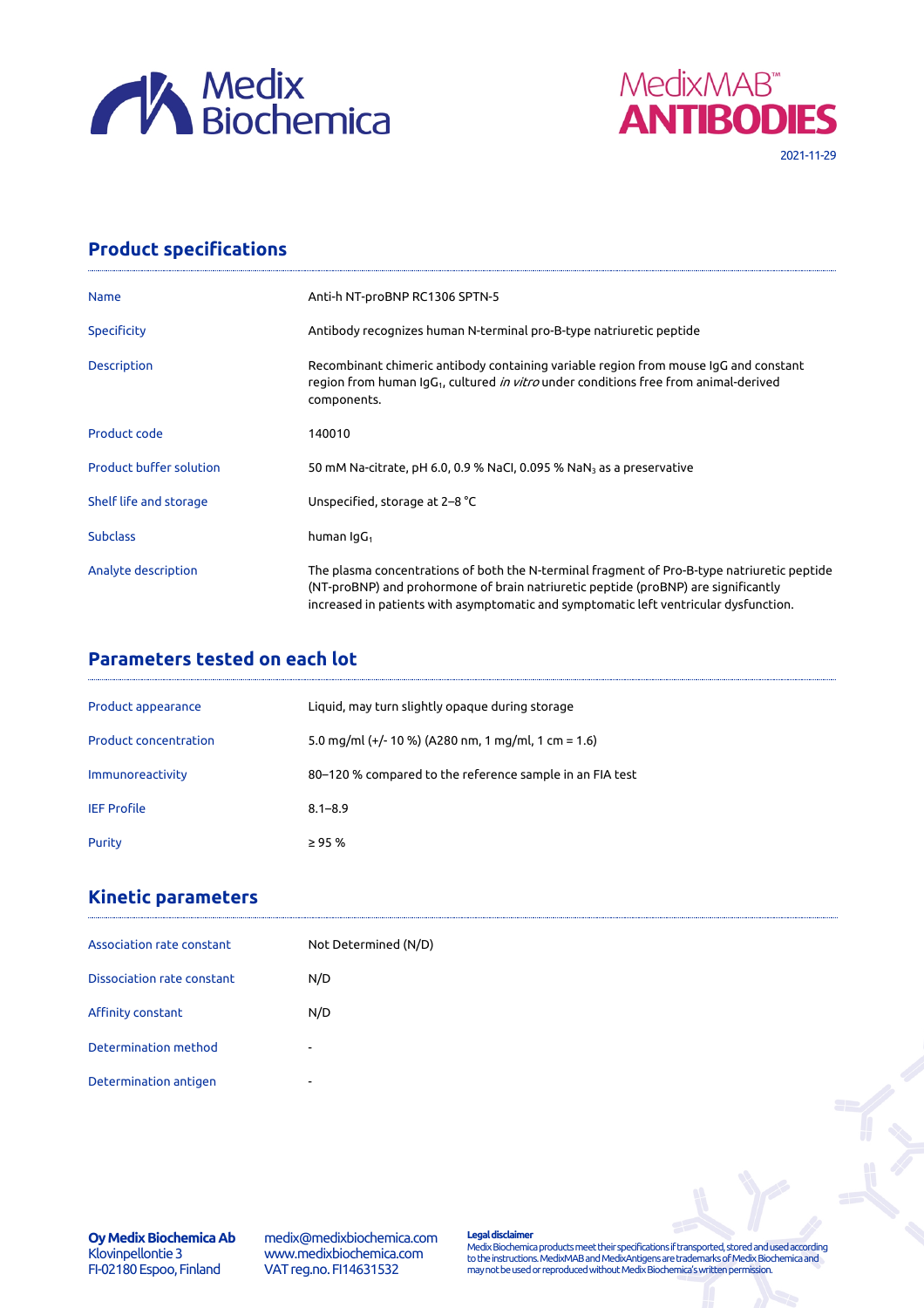Medix Biochemica

MedixMAB™ ANTIBODIES

2021-11-29

## Product specifications

| | |
|---|---|
| Name | Anti-h NT-proBNP RC1306 SPTN-5 |
| Specificity | Antibody recognizes human N-terminal pro-B-type natriuretic peptide |
| Description | Recombinant chimeric antibody containing variable region from mouse IgG and constant region from human $IgG_1$, cultured *in vitro* under conditions free from animal-derived components. |
| Product code | 140010 |
| Product buffer solution | 50 mM Na-citrate, pH 6.0, 0.9 % NaCl, 0.095 % $NaN_3$ as a preservative |
| Shelf life and storage | Unspecified, storage at 2–8 °C |
| Subclass | human $IgG_1$ |
| Analyte description | The plasma concentrations of both the N-terminal fragment of Pro-B-type natriuretic peptide (NT-proBNP) and prohormone of brain natriuretic peptide (proBNP) are significantly increased in patients with asymptomatic and symptomatic left ventricular dysfunction. |

## Parameters tested on each lot

| | |
|---|---|
| Product appearance | Liquid, may turn slightly opaque during storage |
| Product concentration | 5.0 mg/ml (+/- 10 %) (A280 nm, 1 mg/ml, 1 cm = 1.6) |
| Immunoreactivity | 80–120 % compared to the reference sample in an FIA test |
| IEF Profile | 8.1–8.9 |
| Purity | ≥ 95 % |

## Kinetic parameters

| | |
|---|---|
| Association rate constant | Not Determined (N/D) |
| Dissociation rate constant | N/D |
| Affinity constant | N/D |
| Determination method | - |
| Determination antigen | - |

**Oy Medix Biochemica Ab**
Klovinpellontie 3
FI-02180 Espoo, Finland

medix@medixbiochemica.com
www.medixbiochemica.com
VAT reg.no. FI14631532

**Legal disclaimer**
Medix Biochemica products meet their specifications if transported, stored and used according to the instructions. MedixMAB and MedixAntigens are trademarks of Medix Biochemica and may not be used or reproduced without Medix Biochemica's written permission.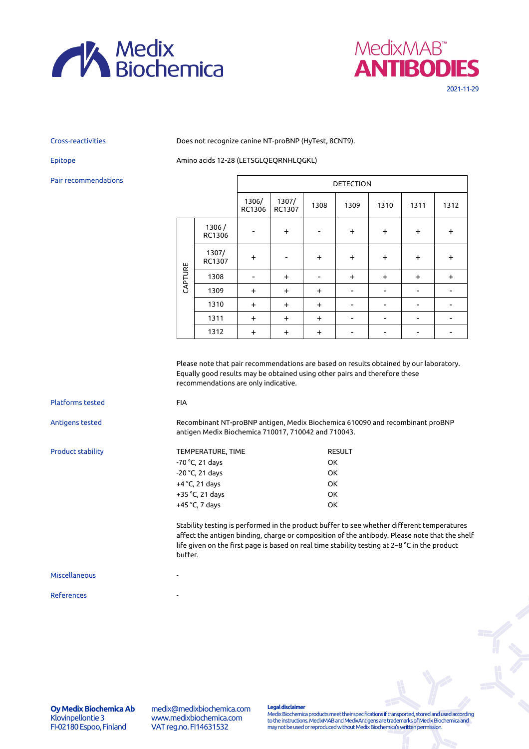2021-11-29

Cross-reactivities

Does not recognize canine NT-proBNP (HyTest, 8CNT9).

Epitope

Amino acids 12-28 (LETSGLQEQRNHLQGKL)

Pair recommendations

| | | DETECTION | | | | | | |
|---|---|---|---|---|---|---|---|---|
| | | 1306/ RC1306 | 1307/ RC1307 | 1308 | 1309 | 1310 | 1311 | 1312 |
| CAPTURE | 1306 / RC1306 | - | + | - | + | + | + | + |
| | 1307/ RC1307 | + | - | + | + | + | + | + |
| | 1308 | - | + | - | + | + | + | + |
| | 1309 | + | + | + | - | - | - | - |
| | 1310 | + | + | + | - | - | - | - |
| | 1311 | + | + | + | - | - | - | - |
| | 1312 | + | + | + | - | - | - | - |

Please note that pair recommendations are based on results obtained by our laboratory. Equally good results may be obtained using other pairs and therefore these recommendations are only indicative.

Platforms tested

FIA

Antigens tested

Recombinant NT-proBNP antigen, Medix Biochemica 610090 and recombinant proBNP antigen Medix Biochemica 710017, 710042 and 710043.

Product stability

| TEMPERATURE, TIME | RESULT |
|---|---|
| -70 °C, 21 days | OK |
| -20 °C, 21 days | OK |
| +4 °C, 21 days | OK |
| +35 °C, 21 days | OK |
| +45 °C, 7 days | OK |

Stability testing is performed in the product buffer to see whether different temperatures affect the antigen binding, charge or composition of the antibody. Please note that the shelf life given on the first page is based on real time stability testing at 2–8 °C in the product buffer.

Miscellaneous

-

References

-

**Oy Medix Biochemica Ab**
Klovinpellontie 3
FI-02180 Espoo, Finland

medix@medixbiochemica.com
www.medixbiochemica.com
VAT reg.no. FI14631532

**Legal disclaimer**
Medix Biochemica products meet their specifications if transported, stored and used according to the instructions. MedixMAB and MedixAntigens are trademarks of Medix Biochemica and may not be used or reproduced without Medix Biochemica's written permission.